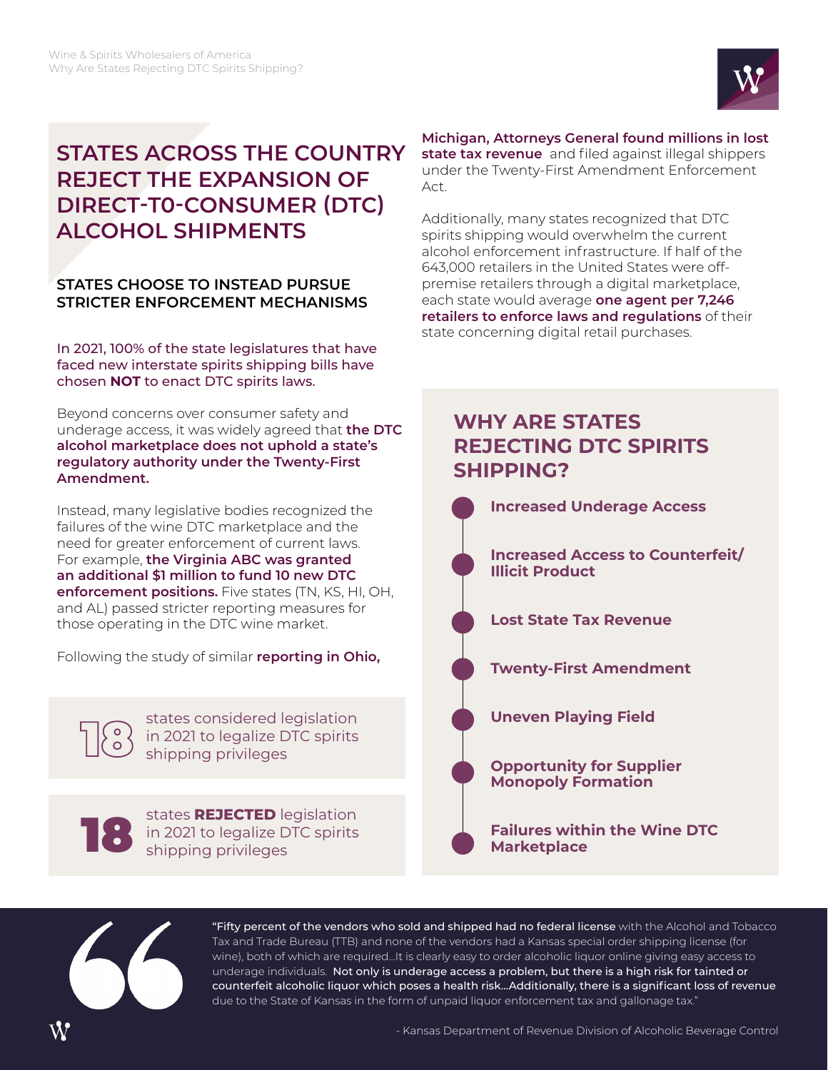# STATES ACROSS THE COUNTRY REJECT THE EXPANSION OF DIRECT-T0-CONSUMER (DTC) ALCOHOL SHIPMENTS

## STATES CHOOSE TO INSTEAD PURSUE STRICTER ENFORCEMENT MECHANISMS

In 2021, 100% of the state legislatures that have faced new interstate spirits shipping bills have chosen **NOT** to enact DTC spirits laws.

Beyond concerns over consumer safety and underage access, it was widely agreed that **the DTC alcohol marketplace does not uphold a state's regulatory authority under the Twenty-First Amendment.**

Instead, many legislative bodies recognized the failures of the wine DTC marketplace and the need for greater enforcement of current laws. For example, **the Virginia ABC was granted an additional $1 million to fund 10 new DTC enforcement positions.** Five states (TN, KS, HI, OH, and AL) passed stricter reporting measures for those operating in the DTC wine market.

Following the study of similar **reporting in Ohio, Michigan, Attorneys General found millions in lost state tax revenue** and filed against illegal shippers under the Twenty-First Amendment Enforcement Act.

Additionally, many states recognized that DTC spirits shipping would overwhelm the current alcohol enforcement infrastructure. If half of the 643,000 retailers in the United States were off-premise retailers through a digital marketplace, each state would average **one agent per 7,246 retailers to enforce laws and regulations** of their state concerning digital retail purchases.

**18** states considered legislation in 2021 to legalize DTC spirits shipping privileges

**18** states **REJECTED** legislation in 2021 to legalize DTC spirits shipping privileges

## WHY ARE STATES REJECTING DTC SPIRITS SHIPPING?

- **Increased Underage Access**
- **Increased Access to Counterfeit/ Illicit Product**
- **Lost State Tax Revenue**
- **Twenty-First Amendment**
- **Uneven Playing Field**
- **Opportunity for Supplier Monopoly Formation**
- **Failures within the Wine DTC Marketplace**

> "**Fifty percent of the vendors who sold and shipped had no federal license** with the Alcohol and Tobacco Tax and Trade Bureau (TTB) and none of the vendors had a Kansas special order shipping license (for wine), both of which are required...It is clearly easy to order alcoholic liquor online giving easy access to underage individuals. **Not only is underage access a problem, but there is a high risk for tainted or counterfeit alcoholic liquor which poses a health risk...Additionally, there is a significant loss of revenue** due to the State of Kansas in the form of unpaid liquor enforcement tax and gallonage tax."
>
> \- Kansas Department of Revenue Division of Alcoholic Beverage Control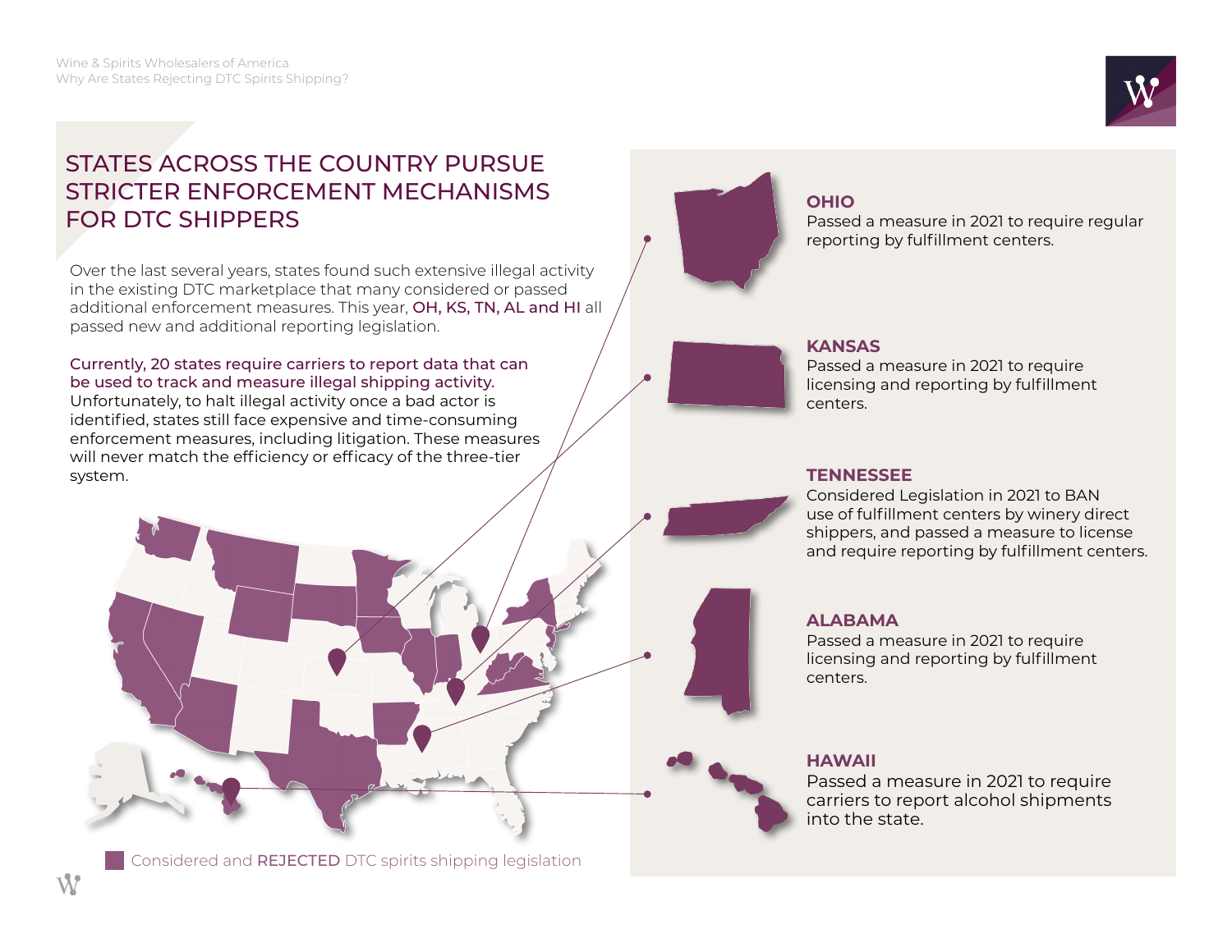# STATES ACROSS THE COUNTRY PURSUE STRICTER ENFORCEMENT MECHANISMS FOR DTC SHIPPERS

Over the last several years, states found such extensive illegal activity in the existing DTC marketplace that many considered or passed additional enforcement measures. This year, **OH, KS, TN, AL and HI** all passed new and additional reporting legislation.

**Currently, 20 states require carriers to report data that can be used to track and measure illegal shipping activity.** Unfortunately, to halt illegal activity once a bad actor is identified, states still face expensive and time-consuming enforcement measures, including litigation. These measures will never match the efficiency or efficacy of the three-tier system.

Considered and **REJECTED** DTC spirits shipping legislation

### OHIO

Passed a measure in 2021 to require regular reporting by fulfillment centers.

### KANSAS

Passed a measure in 2021 to require licensing and reporting by fulfillment centers.

### TENNESSEE

Considered Legislation in 2021 to BAN use of fulfillment centers by winery direct shippers, and passed a measure to license and require reporting by fulfillment centers.

### ALABAMA

Passed a measure in 2021 to require licensing and reporting by fulfillment centers.

### HAWAII

Passed a measure in 2021 to require carriers to report alcohol shipments into the state.